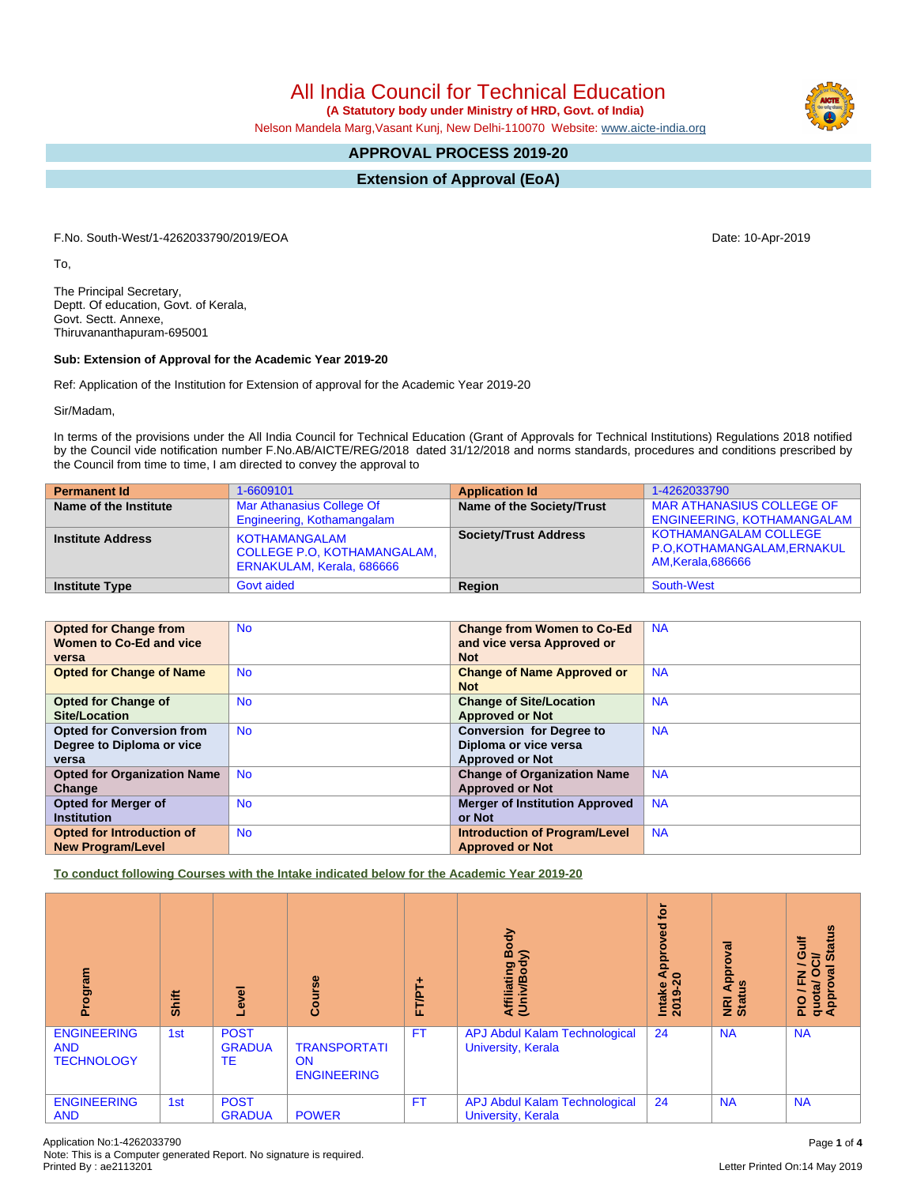# All India Council for Technical Education

**(A Statutory body under Ministry of HRD, Govt. of India)**

Nelson Mandela Marg,Vasant Kunj, New Delhi-110070 Website: www.aicte-india.org

## APPROVAL PROCESS 2019-20

## Extension of Approval (EoA)

F.No. South-West/1-4262033790/2019/EOA

Date: 10-Apr-2019

To,

The Principal Secretary,
Deptt. Of education, Govt. of Kerala,
Govt. Sectt. Annexe,
Thiruvananthapuram-695001

**Sub: Extension of Approval for the Academic Year 2019-20**

Ref: Application of the Institution for Extension of approval for the Academic Year 2019-20

Sir/Madam,

In terms of the provisions under the All India Council for Technical Education (Grant of Approvals for Technical Institutions) Regulations 2018 notified by the Council vide notification number F.No.AB/AICTE/REG/2018 dated 31/12/2018 and norms standards, procedures and conditions prescribed by the Council from time to time, I am directed to convey the approval to

| **Permanent Id** | 1-6609101 | **Application Id** | 1-4262033790 |
|---|---|---|---|
| **Name of the Institute** | Mar Athanasius College Of Engineering, Kothamangalam | **Name of the Society/Trust** | MAR ATHANASIUS COLLEGE OF ENGINEERING, KOTHAMANGALAM |
| **Institute Address** | KOTHAMANGALAM COLLEGE P.O, KOTHAMANGALAM, ERNAKULAM, Kerala, 686666 | **Society/Trust Address** | KOTHAMANGALAM COLLEGE P.O,KOTHAMANGALAM,ERNAKULAM,Kerala,686666 |
| **Institute Type** | Govt aided | **Region** | South-West |

| **Opted for Change from Women to Co-Ed and vice versa** | No | **Change from Women to Co-Ed and vice versa Approved or Not** | NA |
|---|---|---|---|
| **Opted for Change of Name** | No | **Change of Name Approved or Not** | NA |
| **Opted for Change of Site/Location** | No | **Change of Site/Location Approved or Not** | NA |
| **Opted for Conversion from Degree to Diploma or vice versa** | No | **Conversion for Degree to Diploma or vice versa Approved or Not** | NA |
| **Opted for Organization Name Change** | No | **Change of Organization Name Approved or Not** | NA |
| **Opted for Merger of Institution** | No | **Merger of Institution Approved or Not** | NA |
| **Opted for Introduction of New Program/Level** | No | **Introduction of Program/Level Approved or Not** | NA |

**To conduct following Courses with the Intake indicated below for the Academic Year 2019-20**

| Program | Shift | Level | Course | FT/PT+ | Affiliating Body (Univ/Body) | Intake Approved for 2019-20 | NRI Approval Status | PIO / FN / Gulf quota/ OCI/ Approval Status |
|---|---|---|---|---|---|---|---|---|
| ENGINEERING AND TECHNOLOGY | 1st | POST GRADUATE | TRANSPORTATION ENGINEERING | FT | APJ Abdul Kalam Technological University, Kerala | 24 | NA | NA |
| ENGINEERING AND | 1st | POST GRADUA | POWER | FT | APJ Abdul Kalam Technological University, Kerala | 24 | NA | NA |

Application No:1-4262033790
Note: This is a Computer generated Report. No signature is required.
Printed By : ae2113201

Letter Printed On:14 May 2019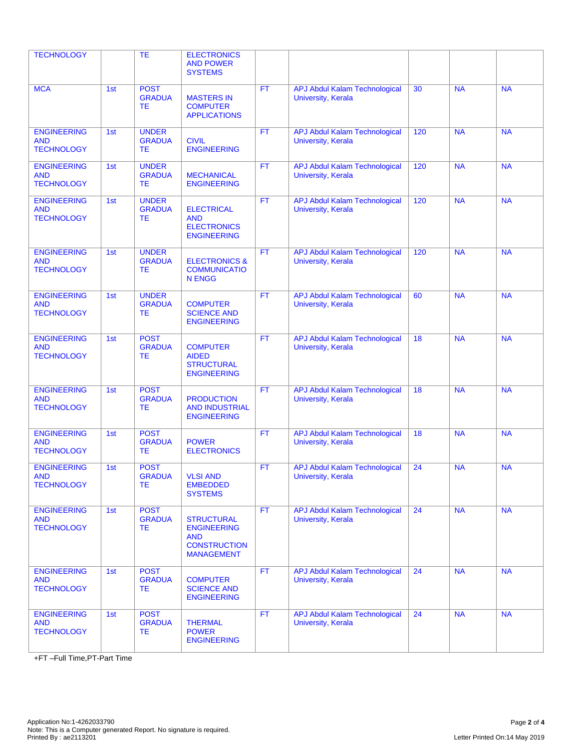| | | | | | | | | |
|---|---|---|---|---|---|---|---|---|
| TECHNOLOGY | | TE | ELECTRONICS AND POWER SYSTEMS | | | | | |
| MCA | 1st | POST GRADUATE | MASTERS IN COMPUTER APPLICATIONS | FT | APJ Abdul Kalam Technological University, Kerala | 30 | NA | NA |
| ENGINEERING AND TECHNOLOGY | 1st | UNDER GRADUATE | CIVIL ENGINEERING | FT | APJ Abdul Kalam Technological University, Kerala | 120 | NA | NA |
| ENGINEERING AND TECHNOLOGY | 1st | UNDER GRADUATE | MECHANICAL ENGINEERING | FT | APJ Abdul Kalam Technological University, Kerala | 120 | NA | NA |
| ENGINEERING AND TECHNOLOGY | 1st | UNDER GRADUATE | ELECTRICAL AND ELECTRONICS ENGINEERING | FT | APJ Abdul Kalam Technological University, Kerala | 120 | NA | NA |
| ENGINEERING AND TECHNOLOGY | 1st | UNDER GRADUATE | ELECTRONICS & COMMUNICATION ENGG | FT | APJ Abdul Kalam Technological University, Kerala | 120 | NA | NA |
| ENGINEERING AND TECHNOLOGY | 1st | UNDER GRADUATE | COMPUTER SCIENCE AND ENGINEERING | FT | APJ Abdul Kalam Technological University, Kerala | 60 | NA | NA |
| ENGINEERING AND TECHNOLOGY | 1st | POST GRADUATE | COMPUTER AIDED STRUCTURAL ENGINEERING | FT | APJ Abdul Kalam Technological University, Kerala | 18 | NA | NA |
| ENGINEERING AND TECHNOLOGY | 1st | POST GRADUATE | PRODUCTION AND INDUSTRIAL ENGINEERING | FT | APJ Abdul Kalam Technological University, Kerala | 18 | NA | NA |
| ENGINEERING AND TECHNOLOGY | 1st | POST GRADUATE | POWER ELECTRONICS | FT | APJ Abdul Kalam Technological University, Kerala | 18 | NA | NA |
| ENGINEERING AND TECHNOLOGY | 1st | POST GRADUATE | VLSI AND EMBEDDED SYSTEMS | FT | APJ Abdul Kalam Technological University, Kerala | 24 | NA | NA |
| ENGINEERING AND TECHNOLOGY | 1st | POST GRADUATE | STRUCTURAL ENGINEERING AND CONSTRUCTION MANAGEMENT | FT | APJ Abdul Kalam Technological University, Kerala | 24 | NA | NA |
| ENGINEERING AND TECHNOLOGY | 1st | POST GRADUATE | COMPUTER SCIENCE AND ENGINEERING | FT | APJ Abdul Kalam Technological University, Kerala | 24 | NA | NA |
| ENGINEERING AND TECHNOLOGY | 1st | POST GRADUATE | THERMAL POWER ENGINEERING | FT | APJ Abdul Kalam Technological University, Kerala | 24 | NA | NA |

+FT –Full Time,PT-Part Time

Application No:1-4262033790
Note: This is a Computer generated Report. No signature is required.
Printed By : ae2113201

Letter Printed On:14 May 2019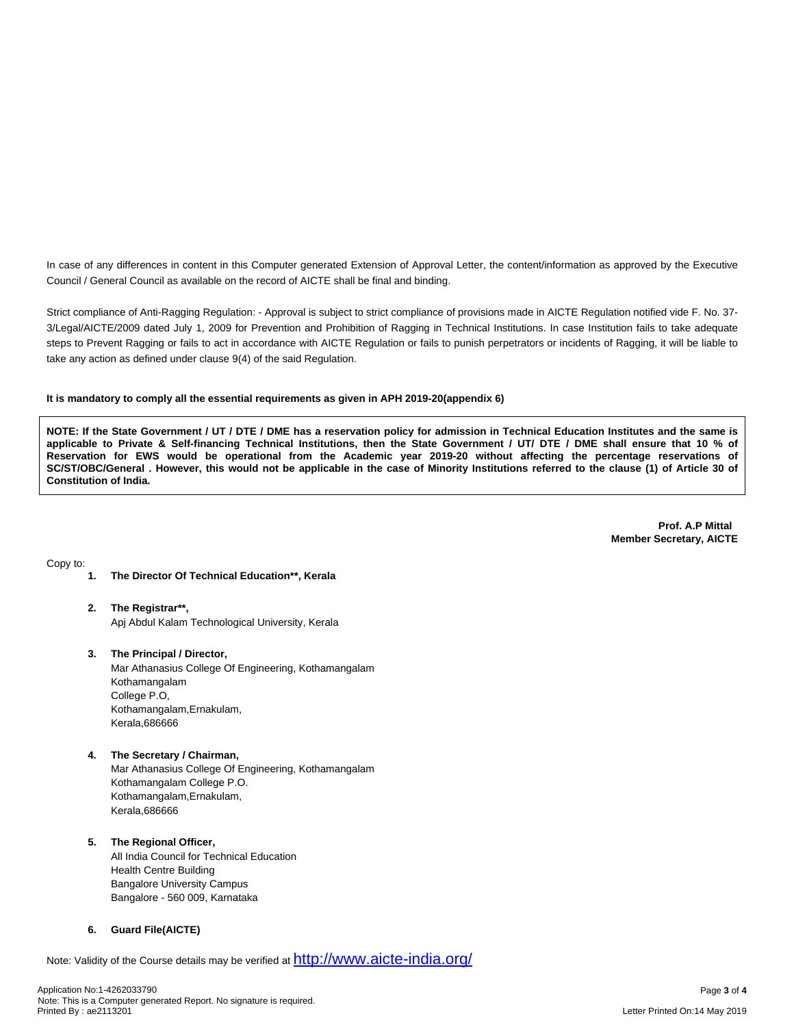In case of any differences in content in this Computer generated Extension of Approval Letter, the content/information as approved by the Executive Council / General Council as available on the record of AICTE shall be final and binding.

Strict compliance of Anti-Ragging Regulation: - Approval is subject to strict compliance of provisions made in AICTE Regulation notified vide F. No. 37-3/Legal/AICTE/2009 dated July 1, 2009 for Prevention and Prohibition of Ragging in Technical Institutions. In case Institution fails to take adequate steps to Prevent Ragging or fails to act in accordance with AICTE Regulation or fails to punish perpetrators or incidents of Ragging, it will be liable to take any action as defined under clause 9(4) of the said Regulation.

**It is mandatory to comply all the essential requirements as given in APH 2019-20(appendix 6)**

**NOTE: If the State Government / UT / DTE / DME has a reservation policy for admission in Technical Education Institutes and the same is applicable to Private & Self-financing Technical Institutions, then the State Government / UT/ DTE / DME shall ensure that 10 % of Reservation for EWS would be operational from the Academic year 2019-20 without affecting the percentage reservations of SC/ST/OBC/General . However, this would not be applicable in the case of Minority Institutions referred to the clause (1) of Article 30 of Constitution of India.**

**Prof. A.P Mittal**
**Member Secretary, AICTE**

Copy to:

1. **The Director Of Technical Education**, Kerala**

2. **The Registrar**,**
   Apj Abdul Kalam Technological University, Kerala

3. **The Principal / Director,**
   Mar Athanasius College Of Engineering, Kothamangalam
   Kothamangalam
   College P.O,
   Kothamangalam,Ernakulam,
   Kerala,686666

4. **The Secretary / Chairman,**
   Mar Athanasius College Of Engineering, Kothamangalam
   Kothamangalam College P.O.
   Kothamangalam,Ernakulam,
   Kerala,686666

5. **The Regional Officer,**
   All India Council for Technical Education
   Health Centre Building
   Bangalore University Campus
   Bangalore - 560 009, Karnataka

6. **Guard File(AICTE)**

Note: Validity of the Course details may be verified at http://www.aicte-india.org/

Application No:1-4262033790
Note: This is a Computer generated Report. No signature is required.
Printed By : ae2113201

Letter Printed On:14 May 2019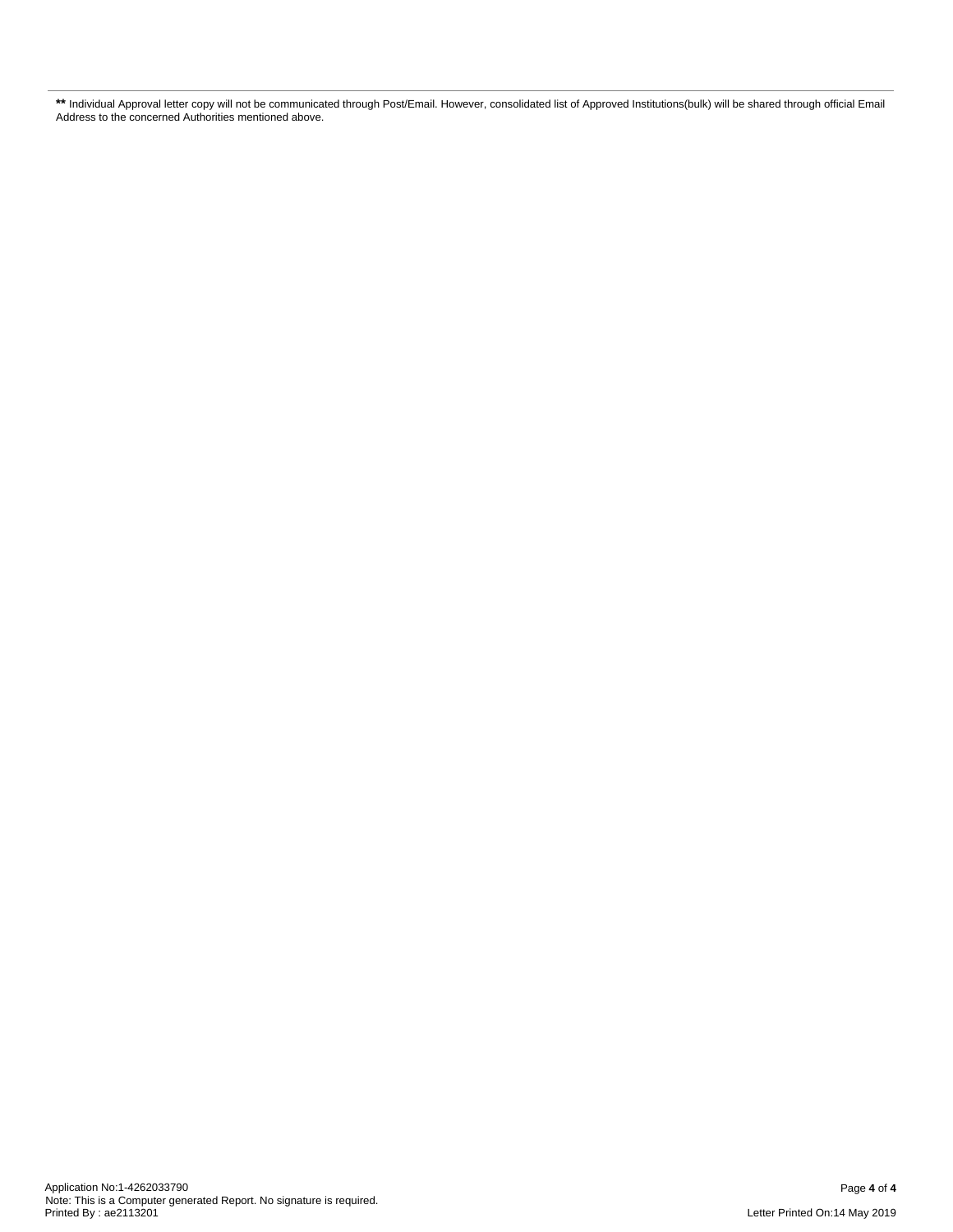** Individual Approval letter copy will not be communicated through Post/Email. However, consolidated list of Approved Institutions(bulk) will be shared through official Email Address to the concerned Authorities mentioned above.